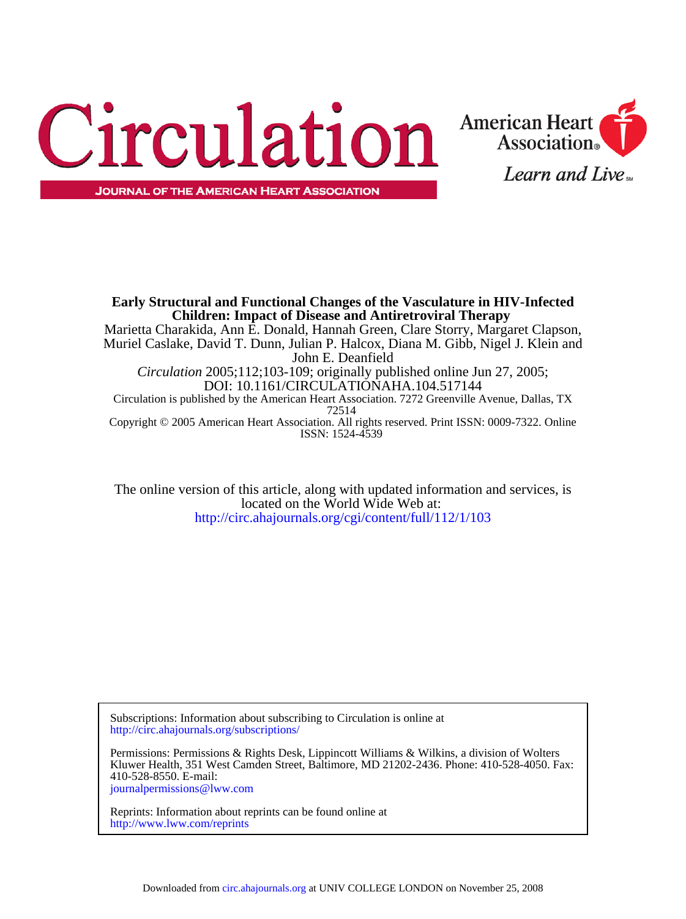**Early Structural and Functional Changes of the Vasculature in HIV-Infected Children: Impact of Disease and Antiretroviral Therapy**

Marietta Charakida, Ann E. Donald, Hannah Green, Clare Storry, Margaret Clapson, Muriel Caslake, David T. Dunn, Julian P. Halcox, Diana M. Gibb, Nigel J. Klein and John E. Deanfield

*Circulation* 2005;112;103-109; originally published online Jun 27, 2005;

DOI: 10.1161/CIRCULATIONAHA.104.517144

Circulation is published by the American Heart Association. 7272 Greenville Avenue, Dallas, TX 72514

Copyright © 2005 American Heart Association. All rights reserved. Print ISSN: 0009-7322. Online ISSN: 1524-4539

The online version of this article, along with updated information and services, is located on the World Wide Web at:

http://circ.ahajournals.org/cgi/content/full/112/1/103

Subscriptions: Information about subscribing to Circulation is online at
http://circ.ahajournals.org/subscriptions/

Permissions: Permissions & Rights Desk, Lippincott Williams & Wilkins, a division of Wolters Kluwer Health, 351 West Camden Street, Baltimore, MD 21202-2436. Phone: 410-528-4050. Fax: 410-528-8550. E-mail:
journalpermissions@lww.com

Reprints: Information about reprints can be found online at
http://www.lww.com/reprints

Downloaded from circ.ahajournals.org at UNIV COLLEGE LONDON on November 25, 2008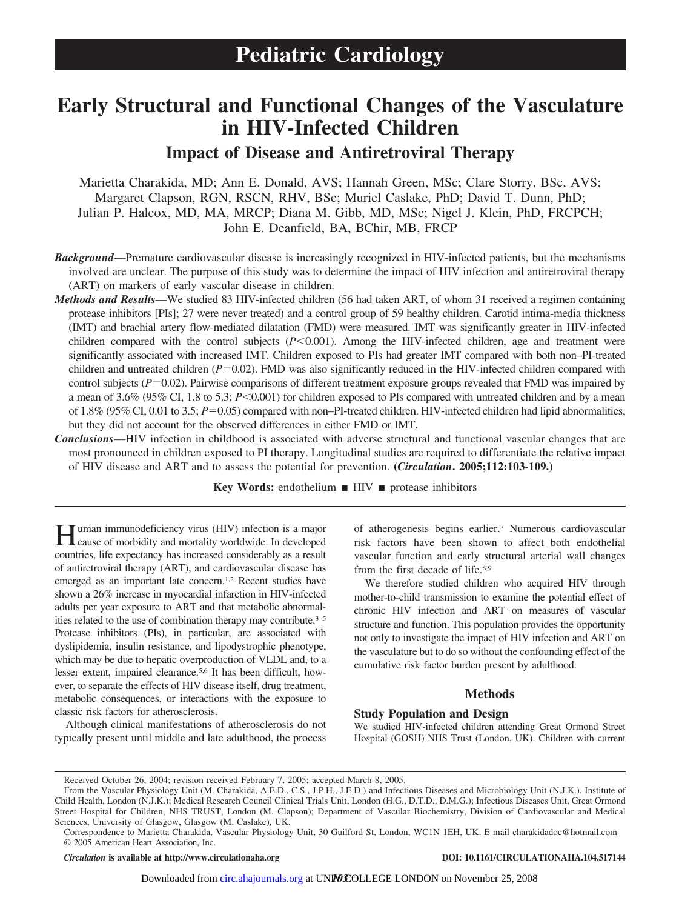# Pediatric Cardiology

# Early Structural and Functional Changes of the Vasculature in HIV-Infected Children

## Impact of Disease and Antiretroviral Therapy

Marietta Charakida, MD; Ann E. Donald, AVS; Hannah Green, MSc; Clare Storry, BSc, AVS; Margaret Clapson, RGN, RSCN, RHV, BSc; Muriel Caslake, PhD; David T. Dunn, PhD; Julian P. Halcox, MD, MA, MRCP; Diana M. Gibb, MD, MSc; Nigel J. Klein, PhD, FRCPCH; John E. Deanfield, BA, BChir, MB, FRCP

***Background*****—**Premature cardiovascular disease is increasingly recognized in HIV-infected patients, but the mechanisms involved are unclear. The purpose of this study was to determine the impact of HIV infection and antiretroviral therapy (ART) on markers of early vascular disease in children.

***Methods and Results*****—**We studied 83 HIV-infected children (56 had taken ART, of whom 31 received a regimen containing protease inhibitors [PIs]; 27 were never treated) and a control group of 59 healthy children. Carotid intima-media thickness (IMT) and brachial artery flow-mediated dilatation (FMD) were measured. IMT was significantly greater in HIV-infected children compared with the control subjects ($P<0.001$). Among the HIV-infected children, age and treatment were significantly associated with increased IMT. Children exposed to PIs had greater IMT compared with both non–PI-treated children and untreated children ($P=0.02$). FMD was also significantly reduced in the HIV-infected children compared with control subjects ($P=0.02$). Pairwise comparisons of different treatment exposure groups revealed that FMD was impaired by a mean of 3.6% (95% CI, 1.8 to 5.3; $P<0.001$) for children exposed to PIs compared with untreated children and by a mean of 1.8% (95% CI, 0.01 to 3.5; $P=0.05$) compared with non–PI-treated children. HIV-infected children had lipid abnormalities, but they did not account for the observed differences in either FMD or IMT.

***Conclusions*****—**HIV infection in childhood is associated with adverse structural and functional vascular changes that are most pronounced in children exposed to PI therapy. Longitudinal studies are required to differentiate the relative impact of HIV disease and ART and to assess the potential for prevention. **(*Circulation*. 2005;112:103-109.)**

**Key Words:** endothelium ■ HIV ■ protease inhibitors

Human immunodeficiency virus (HIV) infection is a major cause of morbidity and mortality worldwide. In developed countries, life expectancy has increased considerably as a result of antiretroviral therapy (ART), and cardiovascular disease has emerged as an important late concern.[1,2] Recent studies have shown a 26% increase in myocardial infarction in HIV-infected adults per year exposure to ART and that metabolic abnormalities related to the use of combination therapy may contribute.[3–5] Protease inhibitors (PIs), in particular, are associated with dyslipidemia, insulin resistance, and lipodystrophic phenotype, which may be due to hepatic overproduction of VLDL and, to a lesser extent, impaired clearance.[5,6] It has been difficult, however, to separate the effects of HIV disease itself, drug treatment, metabolic consequences, or interactions with the exposure to classic risk factors for atherosclerosis.

Although clinical manifestations of atherosclerosis do not typically present until middle and late adulthood, the process of atherogenesis begins earlier.[7] Numerous cardiovascular risk factors have been shown to affect both endothelial vascular function and early structural arterial wall changes from the first decade of life.[8,9]

We therefore studied children who acquired HIV through mother-to-child transmission to examine the potential effect of chronic HIV infection and ART on measures of vascular structure and function. This population provides the opportunity not only to investigate the impact of HIV infection and ART on the vasculature but to do so without the confounding effect of the cumulative risk factor burden present by adulthood.

## Methods

### Study Population and Design

We studied HIV-infected children attending Great Ormond Street Hospital (GOSH) NHS Trust (London, UK). Children with current

Received October 26, 2004; revision received February 7, 2005; accepted March 8, 2005.

From the Vascular Physiology Unit (M. Charakida, A.E.D., C.S., J.P.H., J.E.D.) and Infectious Diseases and Microbiology Unit (N.J.K.), Institute of Child Health, London (N.J.K.); Medical Research Council Clinical Trials Unit, London (H.G., D.T.D., D.M.G.); Infectious Diseases Unit, Great Ormond Street Hospital for Children, NHS TRUST, London (M. Clapson); Department of Vascular Biochemistry, Division of Cardiovascular and Medical Sciences, University of Glasgow, Glasgow (M. Caslake), UK.

Correspondence to Marietta Charakida, Vascular Physiology Unit, 30 Guilford St, London, WC1N 1EH, UK. E-mail charakidadoc@hotmail.com

© 2005 American Heart Association, Inc.

*Circulation* **is available at http://www.circulationaha.org** **DOI: 10.1161/CIRCULATIONAHA.104.517144**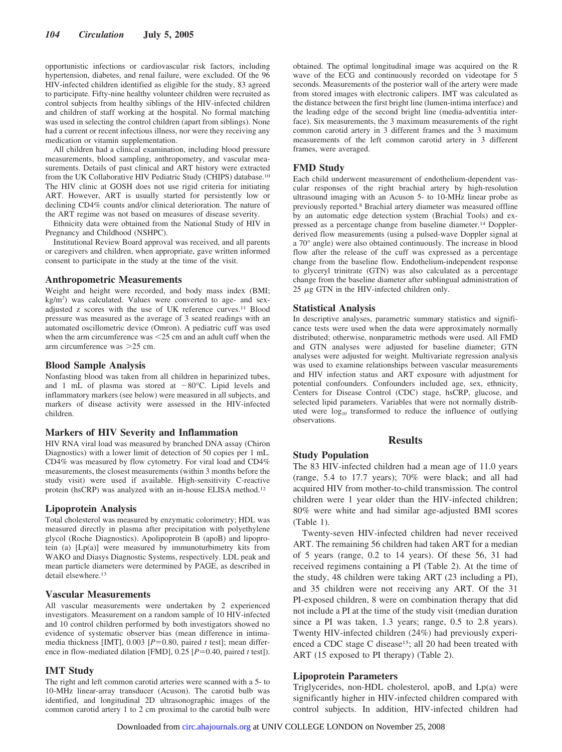opportunistic infections or cardiovascular risk factors, including hypertension, diabetes, and renal failure, were excluded. Of the 96 HIV-infected children identified as eligible for the study, 83 agreed to participate. Fifty-nine healthy volunteer children were recruited as control subjects from healthy siblings of the HIV-infected children and children of staff working at the hospital. No formal matching was used in selecting the control children (apart from siblings). None had a current or recent infectious illness, nor were they receiving any medication or vitamin supplementation.

All children had a clinical examination, including blood pressure measurements, blood sampling, anthropometry, and vascular measurements. Details of past clinical and ART history were extracted from the UK Collaborative HIV Pediatric Study (CHIPS) database.[10] The HIV clinic at GOSH does not use rigid criteria for initiating ART. However, ART is usually started for persistently low or declining CD4% counts and/or clinical deterioration. The nature of the ART regime was not based on measures of disease severity.

Ethnicity data were obtained from the National Study of HIV in Pregnancy and Childhood (NSHPC).

Institutional Review Board approval was received, and all parents or caregivers and children, when appropriate, gave written informed consent to participate in the study at the time of the visit.

### Anthropometric Measurements

Weight and height were recorded, and body mass index (BMI; $kg/m^2$) was calculated. Values were converted to age- and sex-adjusted z scores with the use of UK reference curves.[11] Blood pressure was measured as the average of 3 seated readings with an automated oscillometric device (Omron). A pediatric cuff was used when the arm circumference was <25 cm and an adult cuff when the arm circumference was >25 cm.

### Blood Sample Analysis

Nonfasting blood was taken from all children in heparinized tubes, and 1 mL of plasma was stored at −80°C. Lipid levels and inflammatory markers (see below) were measured in all subjects, and markers of disease activity were assessed in the HIV-infected children.

### Markers of HIV Severity and Inflammation

HIV RNA viral load was measured by branched DNA assay (Chiron Diagnostics) with a lower limit of detection of 50 copies per 1 mL. CD4% was measured by flow cytometry. For viral load and CD4% measurements, the closest measurements (within 3 months before the study visit) were used if available. High-sensitivity C-reactive protein (hsCRP) was analyzed with an in-house ELISA method.[12]

### Lipoprotein Analysis

Total cholesterol was measured by enzymatic colorimetry; HDL was measured directly in plasma after precipitation with polyethylene glycol (Roche Diagnostics). Apolipoprotein B (apoB) and lipoprotein (a) [Lp(a)] were measured by immunoturbimetry kits from WAKO and Diasys Diagnostic Systems, respectively. LDL peak and mean particle diameters were determined by PAGE, as described in detail elsewhere.[13]

### Vascular Measurements

All vascular measurements were undertaken by 2 experienced investigators. Measurement on a random sample of 10 HIV-infected and 10 control children performed by both investigators showed no evidence of systematic observer bias (mean difference in intima-media thickness [IMT], 0.003 [$P=0.80$, paired $t$ test]; mean difference in flow-mediated dilation [FMD], 0.25 [$P=0.40$, paired $t$ test]).

### IMT Study

The right and left common carotid arteries were scanned with a 5- to 10-MHz linear-array transducer (Acuson). The carotid bulb was identified, and longitudinal 2D ultrasonographic images of the common carotid artery 1 to 2 cm proximal to the carotid bulb were obtained. The optimal longitudinal image was acquired on the R wave of the ECG and continuously recorded on videotape for 5 seconds. Measurements of the posterior wall of the artery were made from stored images with electronic calipers. IMT was calculated as the distance between the first bright line (lumen-intima interface) and the leading edge of the second bright line (media-adventitia interface). Six measurements, the 3 maximum measurements of the right common carotid artery in 3 different frames and the 3 maximum measurements of the left common carotid artery in 3 different frames, were averaged.

### FMD Study

Each child underwent measurement of endothelium-dependent vascular responses of the right brachial artery by high-resolution ultrasound imaging with an Acuson 5- to 10-MHz linear probe as previously reported.[8] Brachial artery diameter was measured offline by an automatic edge detection system (Brachial Tools) and expressed as a percentage change from baseline diameter.[14] Doppler-derived flow measurements (using a pulsed-wave Doppler signal at a 70° angle) were also obtained continuously. The increase in blood flow after the release of the cuff was expressed as a percentage change from the baseline flow. Endothelium-independent response to glyceryl trinitrate (GTN) was also calculated as a percentage change from the baseline diameter after sublingual administration of 25 μg GTN in the HIV-infected children only.

### Statistical Analysis

In descriptive analyses, parametric summary statistics and significance tests were used when the data were approximately normally distributed; otherwise, nonparametric methods were used. All FMD and GTN analyses were adjusted for baseline diameter; GTN analyses were adjusted for weight. Multivariate regression analysis was used to examine relationships between vascular measurements and HIV infection status and ART exposure with adjustment for potential confounders. Confounders included age, sex, ethnicity, Centers for Disease Control (CDC) stage, hsCRP, glucose, and selected lipid parameters. Variables that were not normally distributed were $\log_{10}$ transformed to reduce the influence of outlying observations.

## Results

### Study Population

The 83 HIV-infected children had a mean age of 11.0 years (range, 5.4 to 17.7 years); 70% were black; and all had acquired HIV from mother-to-child transmission. The control children were 1 year older than the HIV-infected children; 80% were white and had similar age-adjusted BMI scores (Table 1).

Twenty-seven HIV-infected children had never received ART. The remaining 56 children had taken ART for a median of 5 years (range, 0.2 to 14 years). Of these 56, 31 had received regimens containing a PI (Table 2). At the time of the study, 48 children were taking ART (23 including a PI), and 35 children were not receiving any ART. Of the 31 PI-exposed children, 8 were on combination therapy that did not include a PI at the time of the study visit (median duration since a PI was taken, 1.3 years; range, 0.5 to 2.8 years). Twenty HIV-infected children (24%) had previously experienced a CDC stage C disease[15]; all 20 had been treated with ART (15 exposed to PI therapy) (Table 2).

### Lipoprotein Parameters

Triglycerides, non-HDL cholesterol, apoB, and Lp(a) were significantly higher in HIV-infected children compared with control subjects. In addition, HIV-infected children had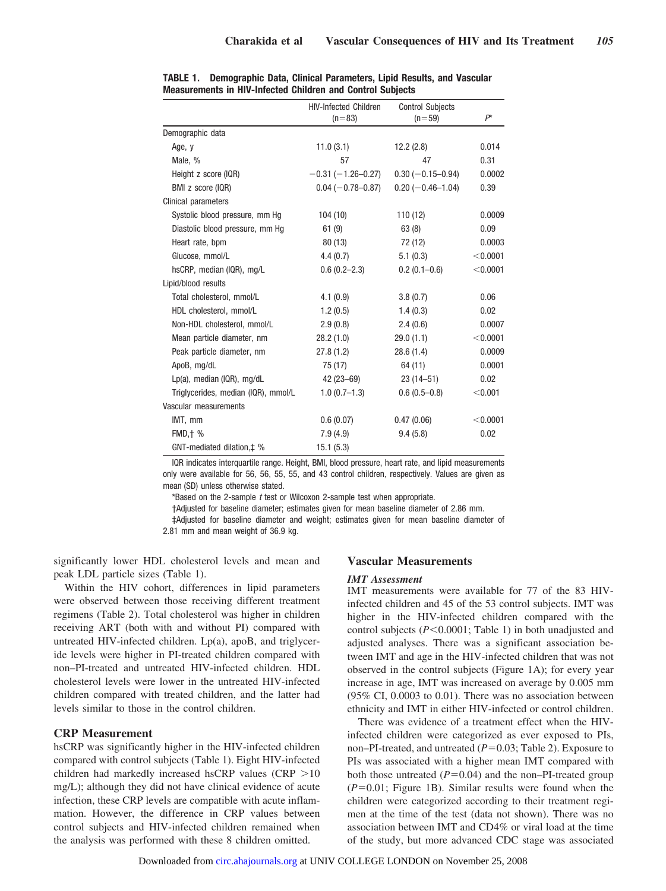**TABLE 1. Demographic Data, Clinical Parameters, Lipid Results, and Vascular Measurements in HIV-Infected Children and Control Subjects**

| | HIV-Infected Children (n=83) | Control Subjects (n=59) | P* |
|---|---|---|---|
| Demographic data | | | |
| Age, y | 11.0 (3.1) | 12.2 (2.8) | 0.014 |
| Male, % | 57 | 47 | 0.31 |
| Height z score (IQR) | −0.31 (−1.26–0.27) | 0.30 (−0.15–0.94) | 0.0002 |
| BMI z score (IQR) | 0.04 (−0.78–0.87) | 0.20 (−0.46–1.04) | 0.39 |
| Clinical parameters | | | |
| Systolic blood pressure, mm Hg | 104 (10) | 110 (12) | 0.0009 |
| Diastolic blood pressure, mm Hg | 61 (9) | 63 (8) | 0.09 |
| Heart rate, bpm | 80 (13) | 72 (12) | 0.0003 |
| Glucose, mmol/L | 4.4 (0.7) | 5.1 (0.3) | <0.0001 |
| hsCRP, median (IQR), mg/L | 0.6 (0.2–2.3) | 0.2 (0.1–0.6) | <0.0001 |
| Lipid/blood results | | | |
| Total cholesterol, mmol/L | 4.1 (0.9) | 3.8 (0.7) | 0.06 |
| HDL cholesterol, mmol/L | 1.2 (0.5) | 1.4 (0.3) | 0.02 |
| Non-HDL cholesterol, mmol/L | 2.9 (0.8) | 2.4 (0.6) | 0.0007 |
| Mean particle diameter, nm | 28.2 (1.0) | 29.0 (1.1) | <0.0001 |
| Peak particle diameter, nm | 27.8 (1.2) | 28.6 (1.4) | 0.0009 |
| ApoB, mg/dL | 75 (17) | 64 (11) | 0.0001 |
| Lp(a), median (IQR), mg/dL | 42 (23–69) | 23 (14–51) | 0.02 |
| Triglycerides, median (IQR), mmol/L | 1.0 (0.7–1.3) | 0.6 (0.5–0.8) | <0.001 |
| Vascular measurements | | | |
| IMT, mm | 0.6 (0.07) | 0.47 (0.06) | <0.0001 |
| FMD,† % | 7.9 (4.9) | 9.4 (5.8) | 0.02 |
| GNT-mediated dilation,‡ % | 15.1 (5.3) | | |

IQR indicates interquartile range. Height, BMI, blood pressure, heart rate, and lipid measurements only were available for 56, 56, 55, and 43 control children, respectively. Values are given as mean (SD) unless otherwise stated.

*Based on the 2-sample *t* test or Wilcoxon 2-sample test when appropriate.

†Adjusted for baseline diameter; estimates given for mean baseline diameter of 2.86 mm.

‡Adjusted for baseline diameter and weight; estimates given for mean baseline diameter of 2.81 mm and mean weight of 36.9 kg.

significantly lower HDL cholesterol levels and mean and peak LDL particle sizes (Table 1).

Within the HIV cohort, differences in lipid parameters were observed between those receiving different treatment regimens (Table 2). Total cholesterol was higher in children receiving ART (both with and without PI) compared with untreated HIV-infected children. Lp(a), apoB, and triglyceride levels were higher in PI-treated children compared with non–PI-treated and untreated HIV-infected children. HDL cholesterol levels were lower in the untreated HIV-infected children compared with treated children, and the latter had levels similar to those in the control children.

## CRP Measurement

hsCRP was significantly higher in the HIV-infected children compared with control subjects (Table 1). Eight HIV-infected children had markedly increased hsCRP values (CRP >10 mg/L); although they did not have clinical evidence of acute infection, these CRP levels are compatible with acute inflammation. However, the difference in CRP values between control subjects and HIV-infected children remained when the analysis was performed with these 8 children omitted.

## Vascular Measurements

### *IMT Assessment*

IMT measurements were available for 77 of the 83 HIV-infected children and 45 of the 53 control subjects. IMT was higher in the HIV-infected children compared with the control subjects ($P<0.0001$; Table 1) in both unadjusted and adjusted analyses. There was a significant association between IMT and age in the HIV-infected children that was not observed in the control subjects (Figure 1A); for every year increase in age, IMT was increased on average by 0.005 mm (95% CI, 0.0003 to 0.01). There was no association between ethnicity and IMT in either HIV-infected or control children.

There was evidence of a treatment effect when the HIV-infected children were categorized as ever exposed to PIs, non–PI-treated, and untreated ($P=0.03$; Table 2). Exposure to PIs was associated with a higher mean IMT compared with both those untreated ($P=0.04$) and the non–PI-treated group ($P=0.01$; Figure 1B). Similar results were found when the children were categorized according to their treatment regimen at the time of the test (data not shown). There was no association between IMT and CD4% or viral load at the time of the study, but more advanced CDC stage was associated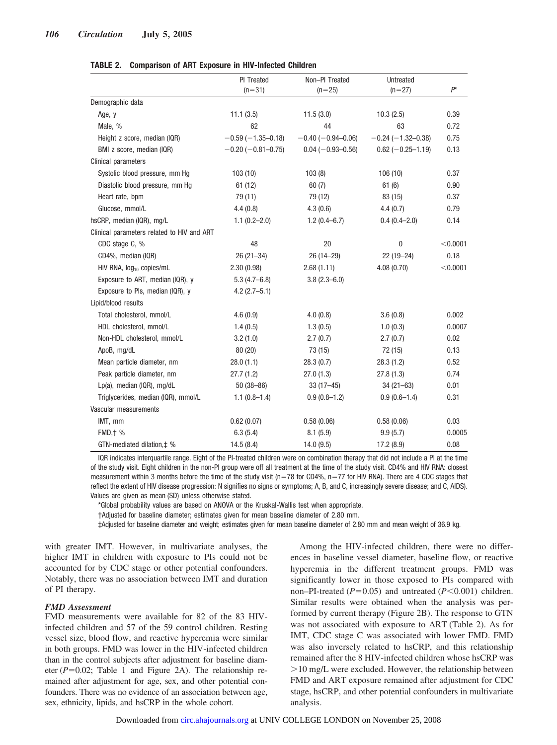**TABLE 2. Comparison of ART Exposure in HIV-Infected Children**

| | PI Treated (n=31) | Non–PI Treated (n=25) | Untreated (n=27) | P* |
|---|---|---|---|---|
| Demographic data | | | | |
| Age, y | 11.1 (3.5) | 11.5 (3.0) | 10.3 (2.5) | 0.39 |
| Male, % | 62 | 44 | 63 | 0.72 |
| Height z score, median (IQR) | −0.59 (−1.35–0.18) | −0.40 (−0.94–0.06) | −0.24 (−1.32–0.38) | 0.75 |
| BMI z score, median (IQR) | −0.20 (−0.81–0.75) | 0.04 (−0.93–0.56) | 0.62 (−0.25–1.19) | 0.13 |
| Clinical parameters | | | | |
| Systolic blood pressure, mm Hg | 103 (10) | 103 (8) | 106 (10) | 0.37 |
| Diastolic blood pressure, mm Hg | 61 (12) | 60 (7) | 61 (6) | 0.90 |
| Heart rate, bpm | 79 (11) | 79 (12) | 83 (15) | 0.37 |
| Glucose, mmol/L | 4.4 (0.8) | 4.3 (0.6) | 4.4 (0.7) | 0.79 |
| hsCRP, median (IQR), mg/L | 1.1 (0.2–2.0) | 1.2 (0.4–6.7) | 0.4 (0.4–2.0) | 0.14 |
| Clinical parameters related to HIV and ART | | | | |
| CDC stage C, % | 48 | 20 | 0 | <0.0001 |
| CD4%, median (IQR) | 26 (21–34) | 26 (14–29) | 22 (19–24) | 0.18 |
| HIV RNA, $\log_{10}$ copies/mL | 2.30 (0.98) | 2.68 (1.11) | 4.08 (0.70) | <0.0001 |
| Exposure to ART, median (IQR), y | 5.3 (4.7–6.8) | 3.8 (2.3–6.0) | | |
| Exposure to PIs, median (IQR), y | 4.2 (2.7–5.1) | | | |
| Lipid/blood results | | | | |
| Total cholesterol, mmol/L | 4.6 (0.9) | 4.0 (0.8) | 3.6 (0.8) | 0.002 |
| HDL cholesterol, mmol/L | 1.4 (0.5) | 1.3 (0.5) | 1.0 (0.3) | 0.0007 |
| Non-HDL cholesterol, mmol/L | 3.2 (1.0) | 2.7 (0.7) | 2.7 (0.7) | 0.02 |
| ApoB, mg/dL | 80 (20) | 73 (15) | 72 (15) | 0.13 |
| Mean particle diameter, nm | 28.0 (1.1) | 28.3 (0.7) | 28.3 (1.2) | 0.52 |
| Peak particle diameter, nm | 27.7 (1.2) | 27.0 (1.3) | 27.8 (1.3) | 0.74 |
| Lp(a), median (IQR), mg/dL | 50 (38–86) | 33 (17–45) | 34 (21–63) | 0.01 |
| Triglycerides, median (IQR), mmol/L | 1.1 (0.8–1.4) | 0.9 (0.8–1.2) | 0.9 (0.6–1.4) | 0.31 |
| Vascular measurements | | | | |
| IMT, mm | 0.62 (0.07) | 0.58 (0.06) | 0.58 (0.06) | 0.03 |
| FMD,† % | 6.3 (5.4) | 8.1 (5.9) | 9.9 (5.7) | 0.0005 |
| GTN-mediated dilation,‡ % | 14.5 (8.4) | 14.0 (9.5) | 17.2 (8.9) | 0.08 |

IQR indicates interquartile range. Eight of the PI-treated children were on combination therapy that did not include a PI at the time of the study visit. Eight children in the non-PI group were off all treatment at the time of the study visit. CD4% and HIV RNA: closest measurement within 3 months before the time of the study visit (n=78 for CD4%, n=77 for HIV RNA). There are 4 CDC stages that reflect the extent of HIV disease progression: N signifies no signs or symptoms; A, B, and C, increasingly severe disease; and C, AIDS). Values are given as mean (SD) unless otherwise stated.

*Global probability values are based on ANOVA or the Kruskal-Wallis test when appropriate.

†Adjusted for baseline diameter; estimates given for mean baseline diameter of 2.80 mm.

‡Adjusted for baseline diameter and weight; estimates given for mean baseline diameter of 2.80 mm and mean weight of 36.9 kg.

with greater IMT. However, in multivariate analyses, the higher IMT in children with exposure to PIs could not be accounted for by CDC stage or other potential confounders. Notably, there was no association between IMT and duration of PI therapy.

### *FMD Assessment*

FMD measurements were available for 82 of the 83 HIV-infected children and 57 of the 59 control children. Resting vessel size, blood flow, and reactive hyperemia were similar in both groups. FMD was lower in the HIV-infected children than in the control subjects after adjustment for baseline diameter ($P=0.02$; Table 1 and Figure 2A). The relationship remained after adjustment for age, sex, and other potential confounders. There was no evidence of an association between age, sex, ethnicity, lipids, and hsCRP in the whole cohort.

Among the HIV-infected children, there were no differences in baseline vessel diameter, baseline flow, or reactive hyperemia in the different treatment groups. FMD was significantly lower in those exposed to PIs compared with non–PI-treated ($P=0.05$) and untreated ($P<0.001$) children. Similar results were obtained when the analysis was performed by current therapy (Figure 2B). The response to GTN was not associated with exposure to ART (Table 2). As for IMT, CDC stage C was associated with lower FMD. FMD was also inversely related to hsCRP, and this relationship remained after the 8 HIV-infected children whose hsCRP was >10 mg/L were excluded. However, the relationship between FMD and ART exposure remained after adjustment for CDC stage, hsCRP, and other potential confounders in multivariate analysis.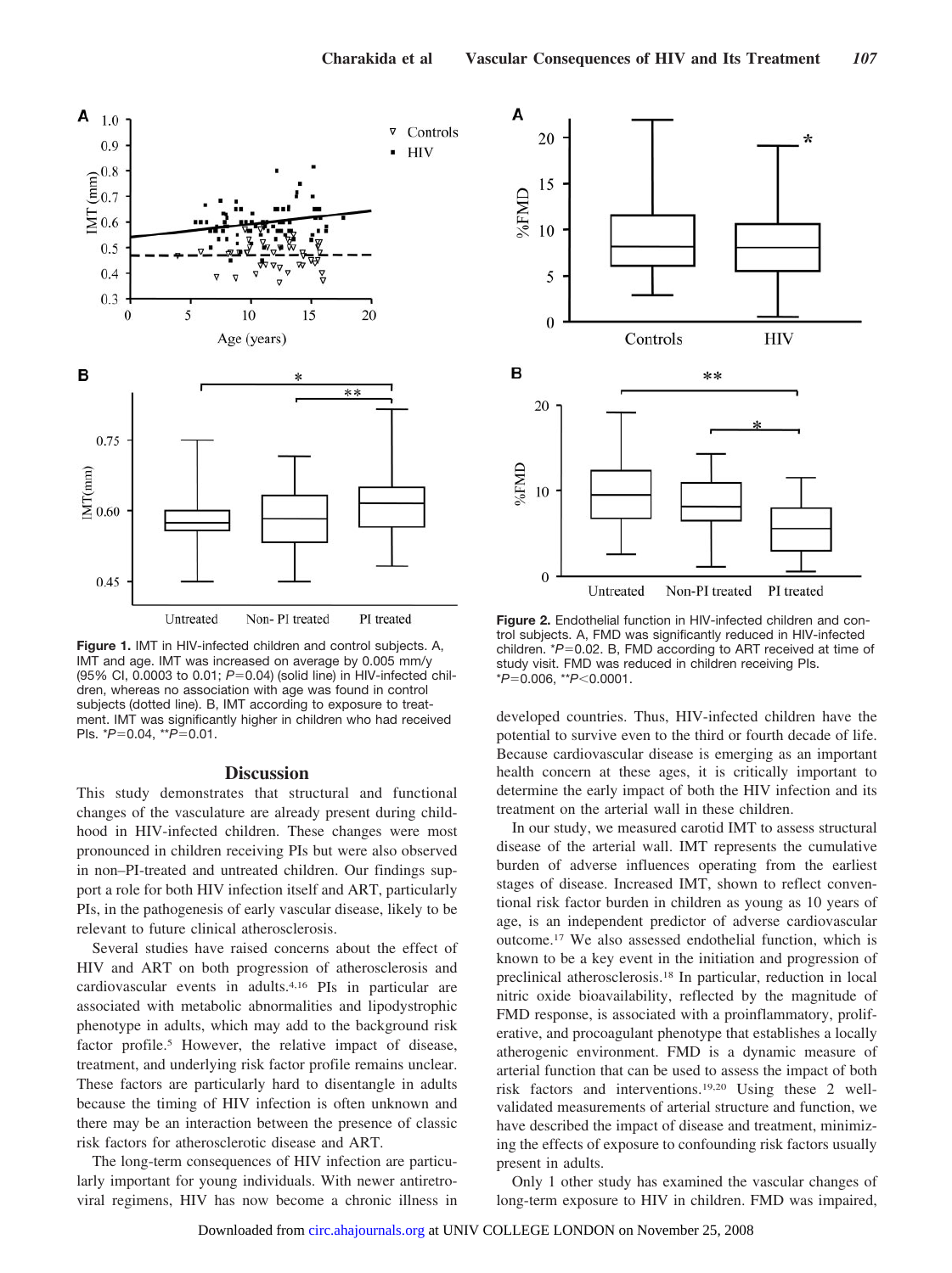A

1.0
0.9
0.8
0.7
0.6
0.5
0.4
0.3

IMT (mm)

0 5 10 15 20

Age (years)

Controls
HIV

B

0.75
0.60
0.45

IMT(mm)

Untreated Non- PI treated PI treated

*
**

**Figure 1.** IMT in HIV-infected children and control subjects. A, IMT and age. IMT was increased on average by 0.005 mm/y (95% CI, 0.0003 to 0.01; $P=0.04$) (solid line) in HIV-infected children, whereas no association with age was found in control subjects (dotted line). B, IMT according to exposure to treatment. IMT was significantly higher in children who had received PIs. *$P=0.04$, **$P=0.01$.

A

20
15
10
5
0

%FMD

Controls HIV

*

B

20
10
0

%FMD

Untreated Non-PI treated PI treated

**
*

**Figure 2.** Endothelial function in HIV-infected children and control subjects. A, FMD was significantly reduced in HIV-infected children. *$P=0.02$. B, FMD according to ART received at time of study visit. FMD was reduced in children receiving PIs. *$P=0.006$, **$P<0.0001$.

## Discussion

This study demonstrates that structural and functional changes of the vasculature are already present during childhood in HIV-infected children. These changes were most pronounced in children receiving PIs but were also observed in non–PI-treated and untreated children. Our findings support a role for both HIV infection itself and ART, particularly PIs, in the pathogenesis of early vascular disease, likely to be relevant to future clinical atherosclerosis.

Several studies have raised concerns about the effect of HIV and ART on both progression of atherosclerosis and cardiovascular events in adults.[4,16] PIs in particular are associated with metabolic abnormalities and lipodystrophic phenotype in adults, which may add to the background risk factor profile.[5] However, the relative impact of disease, treatment, and underlying risk factor profile remains unclear. These factors are particularly hard to disentangle in adults because the timing of HIV infection is often unknown and there may be an interaction between the presence of classic risk factors for atherosclerotic disease and ART.

The long-term consequences of HIV infection are particularly important for young individuals. With newer antiretroviral regimens, HIV has now become a chronic illness in developed countries. Thus, HIV-infected children have the potential to survive even to the third or fourth decade of life. Because cardiovascular disease is emerging as an important health concern at these ages, it is critically important to determine the early impact of both the HIV infection and its treatment on the arterial wall in these children.

In our study, we measured carotid IMT to assess structural disease of the arterial wall. IMT represents the cumulative burden of adverse influences operating from the earliest stages of disease. Increased IMT, shown to reflect conventional risk factor burden in children as young as 10 years of age, is an independent predictor of adverse cardiovascular outcome.[17] We also assessed endothelial function, which is known to be a key event in the initiation and progression of preclinical atherosclerosis.[18] In particular, reduction in local nitric oxide bioavailability, reflected by the magnitude of FMD response, is associated with a proinflammatory, proliferative, and procoagulant phenotype that establishes a locally atherogenic environment. FMD is a dynamic measure of arterial function that can be used to assess the impact of both risk factors and interventions.[19,20] Using these 2 well-validated measurements of arterial structure and function, we have described the impact of disease and treatment, minimizing the effects of exposure to confounding risk factors usually present in adults.

Only 1 other study has examined the vascular changes of long-term exposure to HIV in children. FMD was impaired,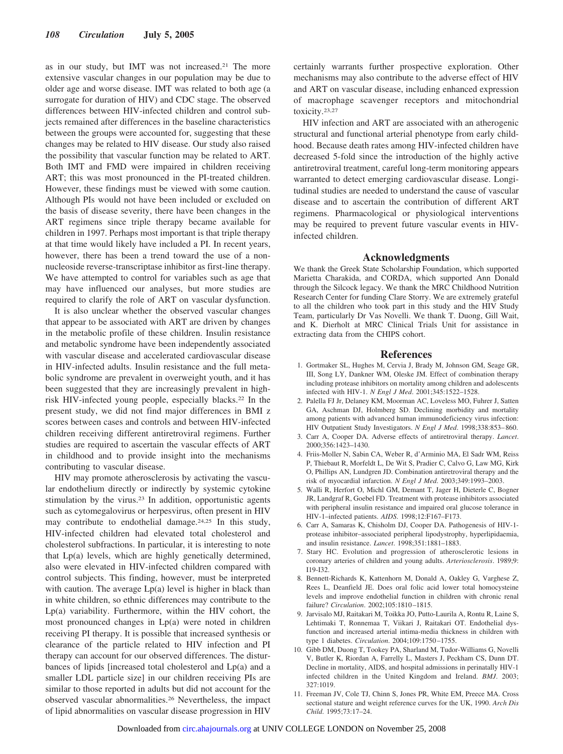as in our study, but IMT was not increased.[21] The more extensive vascular changes in our population may be due to older age and worse disease. IMT was related to both age (a surrogate for duration of HIV) and CDC stage. The observed differences between HIV-infected children and control subjects remained after differences in the baseline characteristics between the groups were accounted for, suggesting that these changes may be related to HIV disease. Our study also raised the possibility that vascular function may be related to ART. Both IMT and FMD were impaired in children receiving ART; this was most pronounced in the PI-treated children. However, these findings must be viewed with some caution. Although PIs would not have been included or excluded on the basis of disease severity, there have been changes in the ART regimens since triple therapy became available for children in 1997. Perhaps most important is that triple therapy at that time would likely have included a PI. In recent years, however, there has been a trend toward the use of a nonnucleoside reverse-transcriptase inhibitor as first-line therapy. We have attempted to control for variables such as age that may have influenced our analyses, but more studies are required to clarify the role of ART on vascular dysfunction.

It is also unclear whether the observed vascular changes that appear to be associated with ART are driven by changes in the metabolic profile of these children. Insulin resistance and metabolic syndrome have been independently associated with vascular disease and accelerated cardiovascular disease in HIV-infected adults. Insulin resistance and the full metabolic syndrome are prevalent in overweight youth, and it has been suggested that they are increasingly prevalent in high-risk HIV-infected young people, especially blacks.[22] In the present study, we did not find major differences in BMI z scores between cases and controls and between HIV-infected children receiving different antiretroviral regimens. Further studies are required to ascertain the vascular effects of ART in childhood and to provide insight into the mechanisms contributing to vascular disease.

HIV may promote atherosclerosis by activating the vascular endothelium directly or indirectly by systemic cytokine stimulation by the virus.[23] In addition, opportunistic agents such as cytomegalovirus or herpesvirus, often present in HIV may contribute to endothelial damage.[24,25] In this study, HIV-infected children had elevated total cholesterol and cholesterol subfractions. In particular, it is interesting to note that Lp(a) levels, which are highly genetically determined, also were elevated in HIV-infected children compared with control subjects. This finding, however, must be interpreted with caution. The average Lp(a) level is higher in black than in white children, so ethnic differences may contribute to the Lp(a) variability. Furthermore, within the HIV cohort, the most pronounced changes in Lp(a) were noted in children receiving PI therapy. It is possible that increased synthesis or clearance of the particle related to HIV infection and PI therapy can account for our observed differences. The disturbances of lipids [increased total cholesterol and Lp(a) and a smaller LDL particle size] in our children receiving PIs are similar to those reported in adults but did not account for the observed vascular abnormalities.[26] Nevertheless, the impact of lipid abnormalities on vascular disease progression in HIV certainly warrants further prospective exploration. Other mechanisms may also contribute to the adverse effect of HIV and ART on vascular disease, including enhanced expression of macrophage scavenger receptors and mitochondrial toxicity.[23,27]

HIV infection and ART are associated with an atherogenic structural and functional arterial phenotype from early childhood. Because death rates among HIV-infected children have decreased 5-fold since the introduction of the highly active antiretroviral treatment, careful long-term monitoring appears warranted to detect emerging cardiovascular disease. Longitudinal studies are needed to understand the cause of vascular disease and to ascertain the contribution of different ART regimens. Pharmacological or physiological interventions may be required to prevent future vascular events in HIV-infected children.

## Acknowledgments

We thank the Greek State Scholarship Foundation, which supported Marietta Charakida, and CORDA, which supported Ann Donald through the Silcock legacy. We thank the MRC Childhood Nutrition Research Center for funding Clare Storry. We are extremely grateful to all the children who took part in this study and the HIV Study Team, particularly Dr Vas Novelli. We thank T. Duong, Gill Wait, and K. Dierholt at MRC Clinical Trials Unit for assistance in extracting data from the CHIPS cohort.

## References

1. Gortmaker SL, Hughes M, Cervia J, Brady M, Johnson GM, Seage GR, III, Song LY, Dankner WM, Oleske JM. Effect of combination therapy including protease inhibitors on mortality among children and adolescents infected with HIV-1. *N Engl J Med*. 2001;345:1522–1528.
2. Palella FJ Jr, Delaney KM, Moorman AC, Loveless MO, Fuhrer J, Satten GA, Aschman DJ, Holmberg SD. Declining morbidity and mortality among patients with advanced human immunodeficiency virus infection: HIV Outpatient Study Investigators. *N Engl J Med*. 1998;338:853–860.
3. Carr A, Cooper DA. Adverse effects of antiretroviral therapy. *Lancet*. 2000;356:1423–1430.
4. Friis-Moller N, Sabin CA, Weber R, d'Arminio MA, El Sadr WM, Reiss P, Thiebaut R, Morfeldt L, De Wit S, Pradier C, Calvo G, Law MG, Kirk O, Phillips AN, Lundgren JD. Combination antiretroviral therapy and the risk of myocardial infarction. *N Engl J Med*. 2003;349:1993–2003.
5. Walli R, Herfort O, Michl GM, Demant T, Jager H, Dieterle C, Bogner JR, Landgraf R, Goebel FD. Treatment with protease inhibitors associated with peripheral insulin resistance and impaired oral glucose tolerance in HIV-1–infected patients. *AIDS*. 1998;12:F167–F173.
6. Carr A, Samaras K, Chisholm DJ, Cooper DA. Pathogenesis of HIV-1-protease inhibitor–associated peripheral lipodystrophy, hyperlipidaemia, and insulin resistance. *Lancet*. 1998;351:1881–1883.
7. Stary HC. Evolution and progression of atherosclerotic lesions in coronary arteries of children and young adults. *Arteriosclerosis*. 1989;9:I19-I32.
8. Bennett-Richards K, Kattenhorn M, Donald A, Oakley G, Varghese Z, Rees L, Deanfield JE. Does oral folic acid lower total homocysteine levels and improve endothelial function in children with chronic renal failure? *Circulation*. 2002;105:1810–1815.
9. Jarvisalo MJ, Raitakari M, Toikka JO, Putto-Laurila A, Rontu R, Laine S, Lehtimaki T, Ronnemaa T, Viikari J, Raitakari OT. Endothelial dysfunction and increased arterial intima-media thickness in children with type 1 diabetes. *Circulation*. 2004;109:1750–1755.
10. Gibb DM, Duong T, Tookey PA, Sharland M, Tudor-Williams G, Novelli V, Butler K, Riordan A, Farrelly L, Masters J, Peckham CS, Dunn DT. Decline in mortality, AIDS, and hospital admissions in perinatally HIV-1 infected children in the United Kingdom and Ireland. *BMJ*. 2003;327:1019.
11. Freeman JV, Cole TJ, Chinn S, Jones PR, White EM, Preece MA. Cross sectional stature and weight reference curves for the UK, 1990. *Arch Dis Child*. 1995;73:17–24.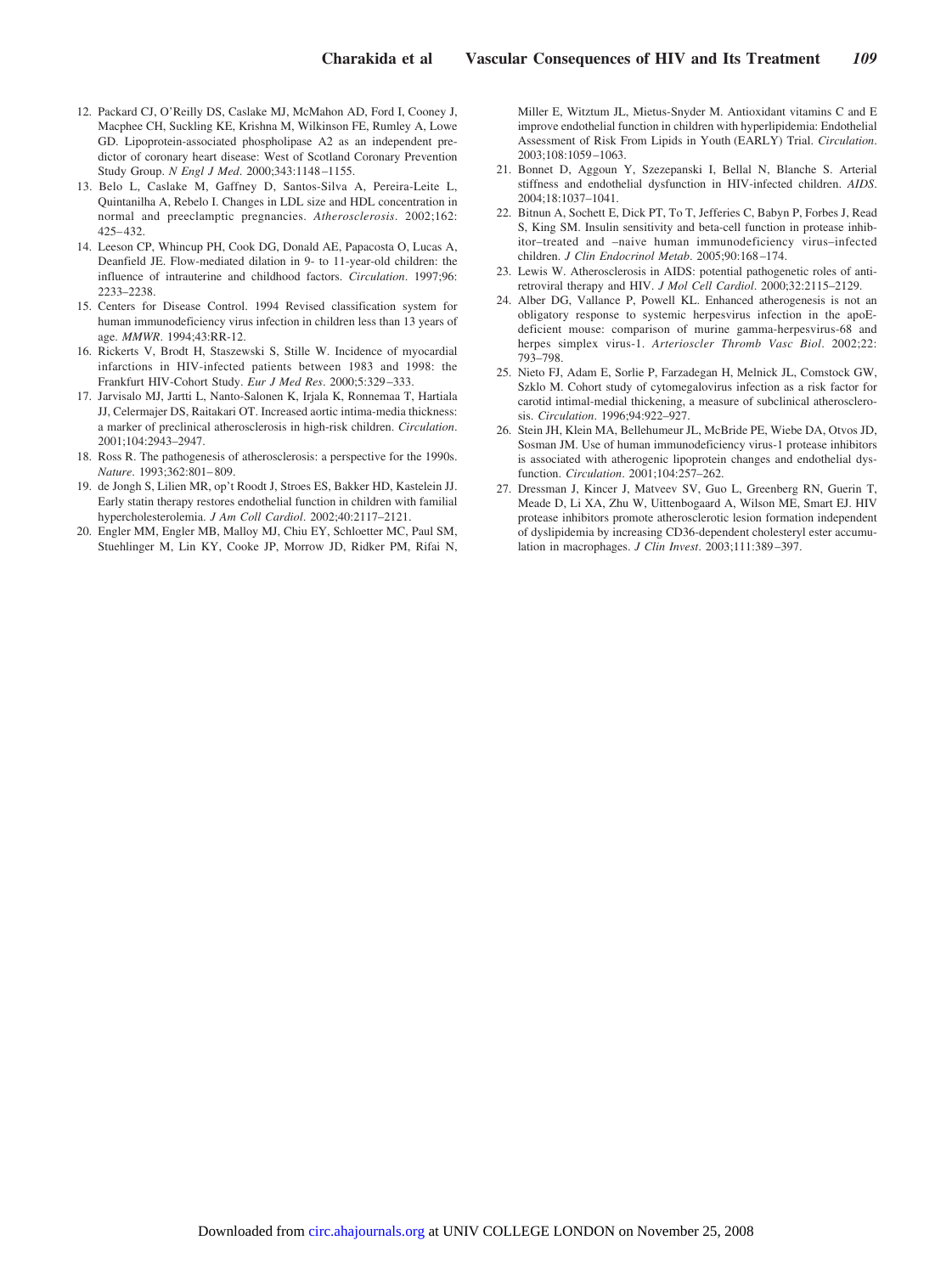12. Packard CJ, O'Reilly DS, Caslake MJ, McMahon AD, Ford I, Cooney J, Macphee CH, Suckling KE, Krishna M, Wilkinson FE, Rumley A, Lowe GD. Lipoprotein-associated phospholipase A2 as an independent predictor of coronary heart disease: West of Scotland Coronary Prevention Study Group. *N Engl J Med*. 2000;343:1148–1155.
13. Belo L, Caslake M, Gaffney D, Santos-Silva A, Pereira-Leite L, Quintanilha A, Rebelo I. Changes in LDL size and HDL concentration in normal and preeclamptic pregnancies. *Atherosclerosis*. 2002;162:425–432.
14. Leeson CP, Whincup PH, Cook DG, Donald AE, Papacosta O, Lucas A, Deanfield JE. Flow-mediated dilation in 9- to 11-year-old children: the influence of intrauterine and childhood factors. *Circulation*. 1997;96:2233–2238.
15. Centers for Disease Control. 1994 Revised classification system for human immunodeficiency virus infection in children less than 13 years of age. *MMWR*. 1994;43:RR-12.
16. Rickerts V, Brodt H, Staszewski S, Stille W. Incidence of myocardial infarctions in HIV-infected patients between 1983 and 1998: the Frankfurt HIV-Cohort Study. *Eur J Med Res*. 2000;5:329–333.
17. Jarvisalo MJ, Jartti L, Nanto-Salonen K, Irjala K, Ronnemaa T, Hartiala JJ, Celermajer DS, Raitakari OT. Increased aortic intima-media thickness: a marker of preclinical atherosclerosis in high-risk children. *Circulation*. 2001;104:2943–2947.
18. Ross R. The pathogenesis of atherosclerosis: a perspective for the 1990s. *Nature*. 1993;362:801–809.
19. de Jongh S, Lilien MR, op't Roodt J, Stroes ES, Bakker HD, Kastelein JJ. Early statin therapy restores endothelial function in children with familial hypercholesterolemia. *J Am Coll Cardiol*. 2002;40:2117–2121.
20. Engler MM, Engler MB, Malloy MJ, Chiu EY, Schloetter MC, Paul SM, Stuehlinger M, Lin KY, Cooke JP, Morrow JD, Ridker PM, Rifai N, Miller E, Witztum JL, Mietus-Snyder M. Antioxidant vitamins C and E improve endothelial function in children with hyperlipidemia: Endothelial Assessment of Risk From Lipids in Youth (EARLY) Trial. *Circulation*. 2003;108:1059–1063.
21. Bonnet D, Aggoun Y, Szezepanski I, Bellal N, Blanche S. Arterial stiffness and endothelial dysfunction in HIV-infected children. *AIDS*. 2004;18:1037–1041.
22. Bitnun A, Sochett E, Dick PT, To T, Jefferies C, Babyn P, Forbes J, Read S, King SM. Insulin sensitivity and beta-cell function in protease inhibitor–treated and –naive human immunodeficiency virus–infected children. *J Clin Endocrinol Metab*. 2005;90:168–174.
23. Lewis W. Atherosclerosis in AIDS: potential pathogenetic roles of antiretroviral therapy and HIV. *J Mol Cell Cardiol*. 2000;32:2115–2129.
24. Alber DG, Vallance P, Powell KL. Enhanced atherogenesis is not an obligatory response to systemic herpesvirus infection in the apoE-deficient mouse: comparison of murine gamma-herpesvirus-68 and herpes simplex virus-1. *Arterioscler Thromb Vasc Biol*. 2002;22:793–798.
25. Nieto FJ, Adam E, Sorlie P, Farzadegan H, Melnick JL, Comstock GW, Szklo M. Cohort study of cytomegalovirus infection as a risk factor for carotid intimal-medial thickening, a measure of subclinical atherosclerosis. *Circulation*. 1996;94:922–927.
26. Stein JH, Klein MA, Bellehumeur JL, McBride PE, Wiebe DA, Otvos JD, Sosman JM. Use of human immunodeficiency virus-1 protease inhibitors is associated with atherogenic lipoprotein changes and endothelial dysfunction. *Circulation*. 2001;104:257–262.
27. Dressman J, Kincer J, Matveev SV, Guo L, Greenberg RN, Guerin T, Meade D, Li XA, Zhu W, Uittenbogaard A, Wilson ME, Smart EJ. HIV protease inhibitors promote atherosclerotic lesion formation independent of dyslipidemia by increasing CD36-dependent cholesteryl ester accumulation in macrophages. *J Clin Invest*. 2003;111:389–397.